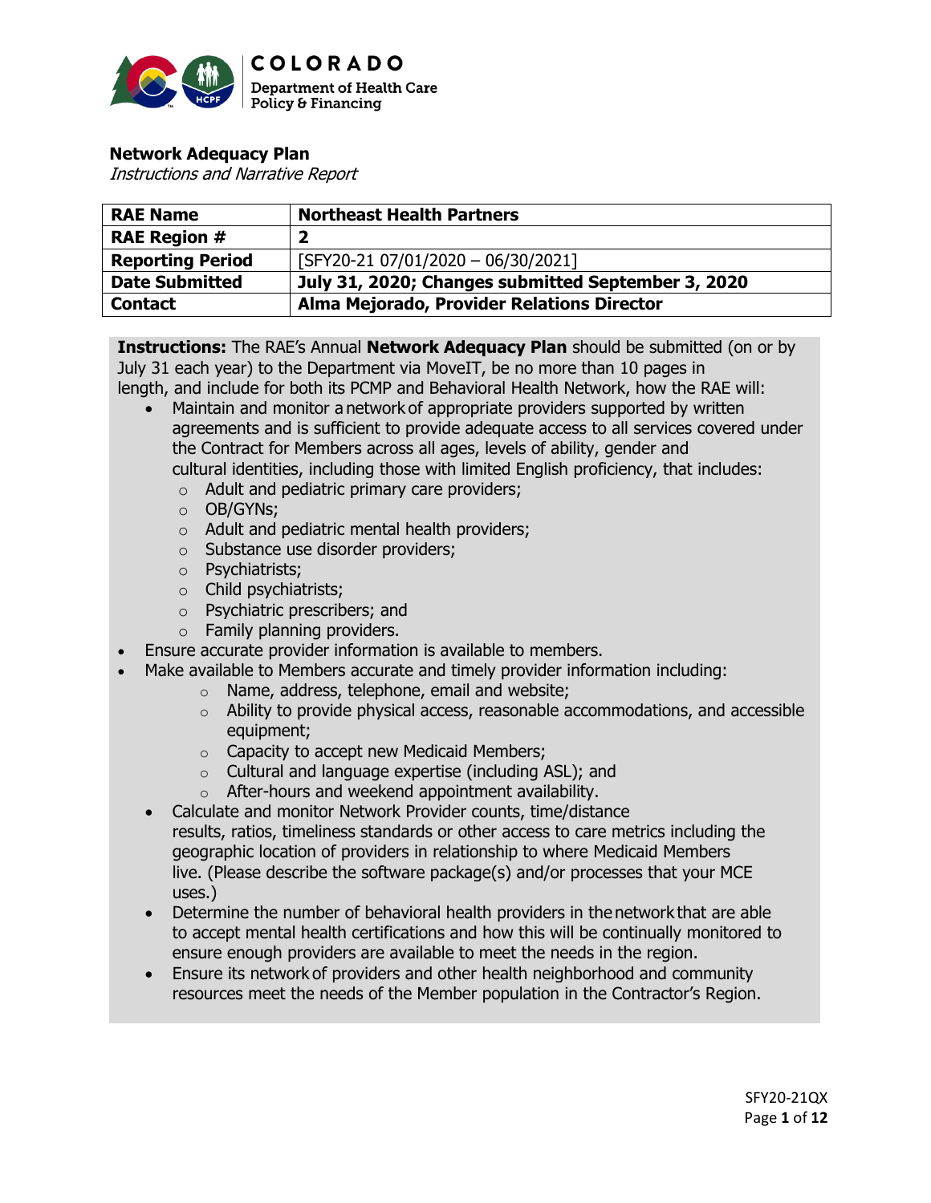COLORADO
Department of Health Care Policy & Financing

**Network Adequacy Plan**
*Instructions and Narrative Report*

| **RAE Name** | **Northeast Health Partners** |
|---|---|
| **RAE Region #** | **2** |
| **Reporting Period** | [SFY20-21 07/01/2020 – 06/30/2021] |
| **Date Submitted** | **July 31, 2020; Changes submitted September 3, 2020** |
| **Contact** | **Alma Mejorado, Provider Relations Director** |

**Instructions:** The RAE's Annual **Network Adequacy Plan** should be submitted (on or by July 31 each year) to the Department via MoveIT, be no more than 10 pages in length, and include for both its PCMP and Behavioral Health Network, how the RAE will:

- Maintain and monitor a network of appropriate providers supported by written agreements and is sufficient to provide adequate access to all services covered under the Contract for Members across all ages, levels of ability, gender and cultural identities, including those with limited English proficiency, that includes:
  - Adult and pediatric primary care providers;
  - OB/GYNs;
  - Adult and pediatric mental health providers;
  - Substance use disorder providers;
  - Psychiatrists;
  - Child psychiatrists;
  - Psychiatric prescribers; and
  - Family planning providers.
- Ensure accurate provider information is available to members.
- Make available to Members accurate and timely provider information including:
  - Name, address, telephone, email and website;
  - Ability to provide physical access, reasonable accommodations, and accessible equipment;
  - Capacity to accept new Medicaid Members;
  - Cultural and language expertise (including ASL); and
  - After-hours and weekend appointment availability.
- Calculate and monitor Network Provider counts, time/distance results, ratios, timeliness standards or other access to care metrics including the geographic location of providers in relationship to where Medicaid Members live. (Please describe the software package(s) and/or processes that your MCE uses.)
- Determine the number of behavioral health providers in the network that are able to accept mental health certifications and how this will be continually monitored to ensure enough providers are available to meet the needs in the region.
- Ensure its network of providers and other health neighborhood and community resources meet the needs of the Member population in the Contractor's Region.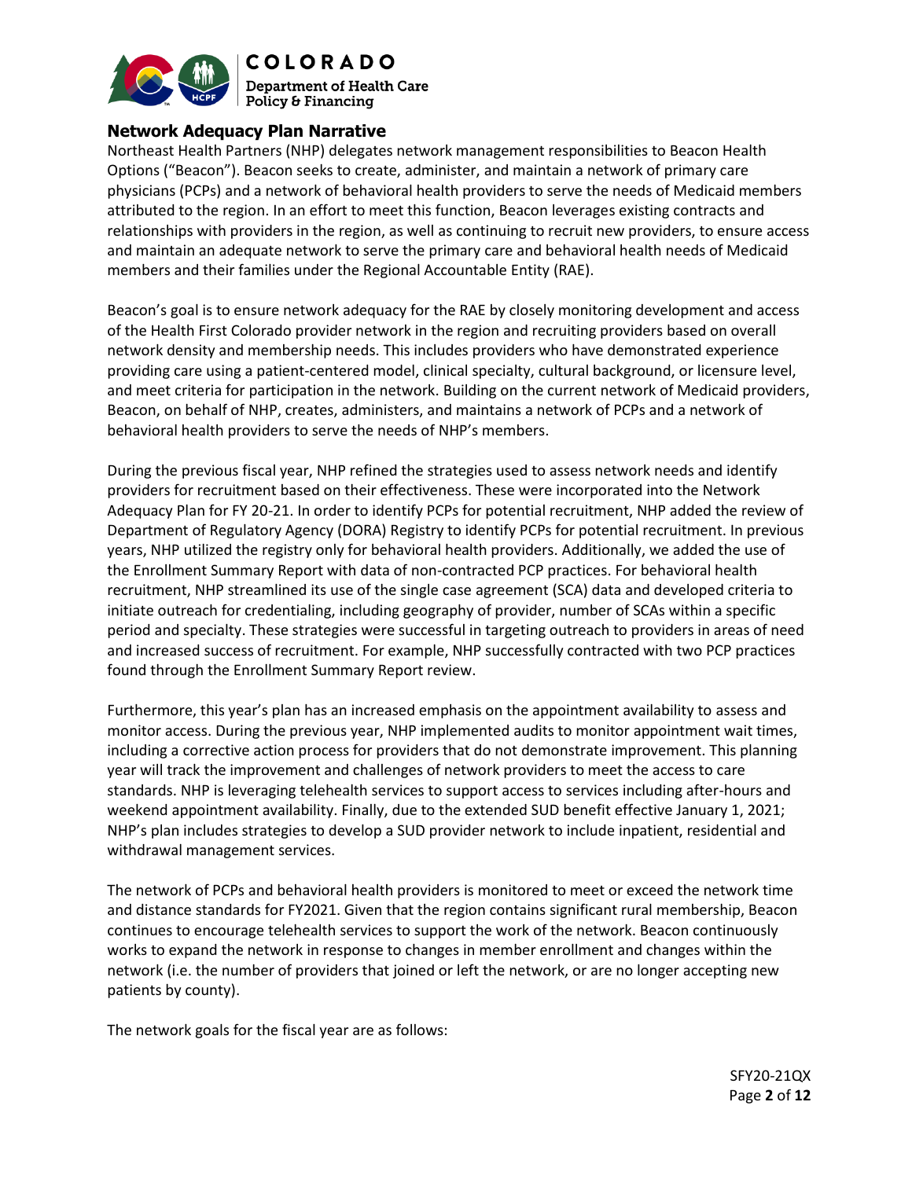## Network Adequacy Plan Narrative

Northeast Health Partners (NHP) delegates network management responsibilities to Beacon Health Options ("Beacon"). Beacon seeks to create, administer, and maintain a network of primary care physicians (PCPs) and a network of behavioral health providers to serve the needs of Medicaid members attributed to the region. In an effort to meet this function, Beacon leverages existing contracts and relationships with providers in the region, as well as continuing to recruit new providers, to ensure access and maintain an adequate network to serve the primary care and behavioral health needs of Medicaid members and their families under the Regional Accountable Entity (RAE).

Beacon's goal is to ensure network adequacy for the RAE by closely monitoring development and access of the Health First Colorado provider network in the region and recruiting providers based on overall network density and membership needs. This includes providers who have demonstrated experience providing care using a patient-centered model, clinical specialty, cultural background, or licensure level, and meet criteria for participation in the network. Building on the current network of Medicaid providers, Beacon, on behalf of NHP, creates, administers, and maintains a network of PCPs and a network of behavioral health providers to serve the needs of NHP's members.

During the previous fiscal year, NHP refined the strategies used to assess network needs and identify providers for recruitment based on their effectiveness. These were incorporated into the Network Adequacy Plan for FY 20-21. In order to identify PCPs for potential recruitment, NHP added the review of Department of Regulatory Agency (DORA) Registry to identify PCPs for potential recruitment. In previous years, NHP utilized the registry only for behavioral health providers. Additionally, we added the use of the Enrollment Summary Report with data of non-contracted PCP practices. For behavioral health recruitment, NHP streamlined its use of the single case agreement (SCA) data and developed criteria to initiate outreach for credentialing, including geography of provider, number of SCAs within a specific period and specialty. These strategies were successful in targeting outreach to providers in areas of need and increased success of recruitment. For example, NHP successfully contracted with two PCP practices found through the Enrollment Summary Report review.

Furthermore, this year's plan has an increased emphasis on the appointment availability to assess and monitor access. During the previous year, NHP implemented audits to monitor appointment wait times, including a corrective action process for providers that do not demonstrate improvement. This planning year will track the improvement and challenges of network providers to meet the access to care standards. NHP is leveraging telehealth services to support access to services including after-hours and weekend appointment availability. Finally, due to the extended SUD benefit effective January 1, 2021; NHP's plan includes strategies to develop a SUD provider network to include inpatient, residential and withdrawal management services.

The network of PCPs and behavioral health providers is monitored to meet or exceed the network time and distance standards for FY2021. Given that the region contains significant rural membership, Beacon continues to encourage telehealth services to support the work of the network. Beacon continuously works to expand the network in response to changes in member enrollment and changes within the network (i.e. the number of providers that joined or left the network, or are no longer accepting new patients by county).

The network goals for the fiscal year are as follows: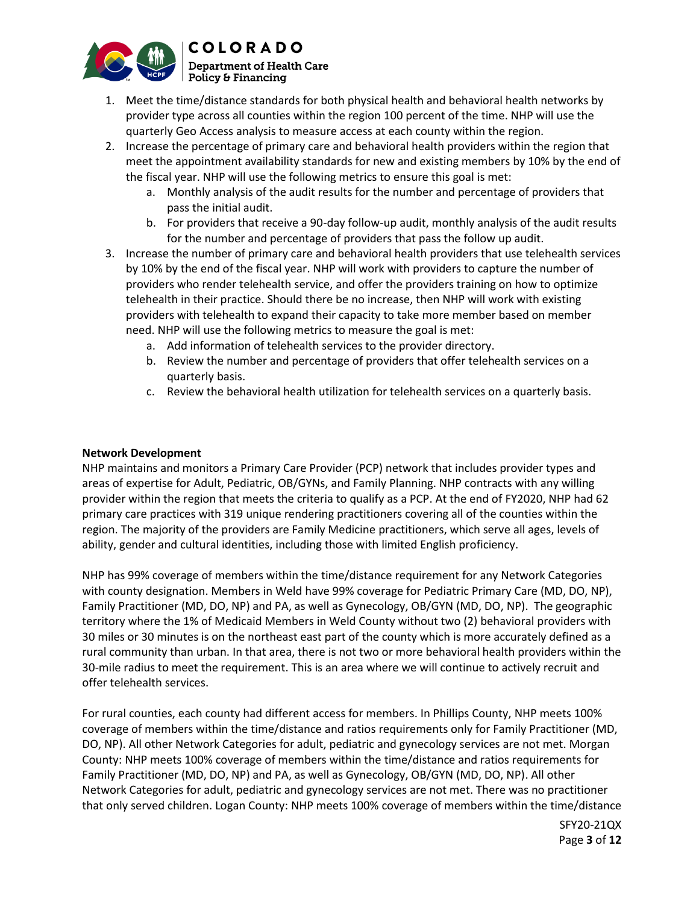1. Meet the time/distance standards for both physical health and behavioral health networks by provider type across all counties within the region 100 percent of the time. NHP will use the quarterly Geo Access analysis to measure access at each county within the region.
2. Increase the percentage of primary care and behavioral health providers within the region that meet the appointment availability standards for new and existing members by 10% by the end of the fiscal year. NHP will use the following metrics to ensure this goal is met:
   a. Monthly analysis of the audit results for the number and percentage of providers that pass the initial audit.
   b. For providers that receive a 90-day follow-up audit, monthly analysis of the audit results for the number and percentage of providers that pass the follow up audit.
3. Increase the number of primary care and behavioral health providers that use telehealth services by 10% by the end of the fiscal year. NHP will work with providers to capture the number of providers who render telehealth service, and offer the providers training on how to optimize telehealth in their practice. Should there be no increase, then NHP will work with existing providers with telehealth to expand their capacity to take more member based on member need. NHP will use the following metrics to measure the goal is met:
   a. Add information of telehealth services to the provider directory.
   b. Review the number and percentage of providers that offer telehealth services on a quarterly basis.
   c. Review the behavioral health utilization for telehealth services on a quarterly basis.

**Network Development**

NHP maintains and monitors a Primary Care Provider (PCP) network that includes provider types and areas of expertise for Adult, Pediatric, OB/GYNs, and Family Planning. NHP contracts with any willing provider within the region that meets the criteria to qualify as a PCP. At the end of FY2020, NHP had 62 primary care practices with 319 unique rendering practitioners covering all of the counties within the region. The majority of the providers are Family Medicine practitioners, which serve all ages, levels of ability, gender and cultural identities, including those with limited English proficiency.

NHP has 99% coverage of members within the time/distance requirement for any Network Categories with county designation. Members in Weld have 99% coverage for Pediatric Primary Care (MD, DO, NP), Family Practitioner (MD, DO, NP) and PA, as well as Gynecology, OB/GYN (MD, DO, NP). The geographic territory where the 1% of Medicaid Members in Weld County without two (2) behavioral providers with 30 miles or 30 minutes is on the northeast east part of the county which is more accurately defined as a rural community than urban. In that area, there is not two or more behavioral health providers within the 30-mile radius to meet the requirement. This is an area where we will continue to actively recruit and offer telehealth services.

For rural counties, each county had different access for members. In Phillips County, NHP meets 100% coverage of members within the time/distance and ratios requirements only for Family Practitioner (MD, DO, NP). All other Network Categories for adult, pediatric and gynecology services are not met. Morgan County: NHP meets 100% coverage of members within the time/distance and ratios requirements for Family Practitioner (MD, DO, NP) and PA, as well as Gynecology, OB/GYN (MD, DO, NP). All other Network Categories for adult, pediatric and gynecology services are not met. There was no practitioner that only served children. Logan County: NHP meets 100% coverage of members within the time/distance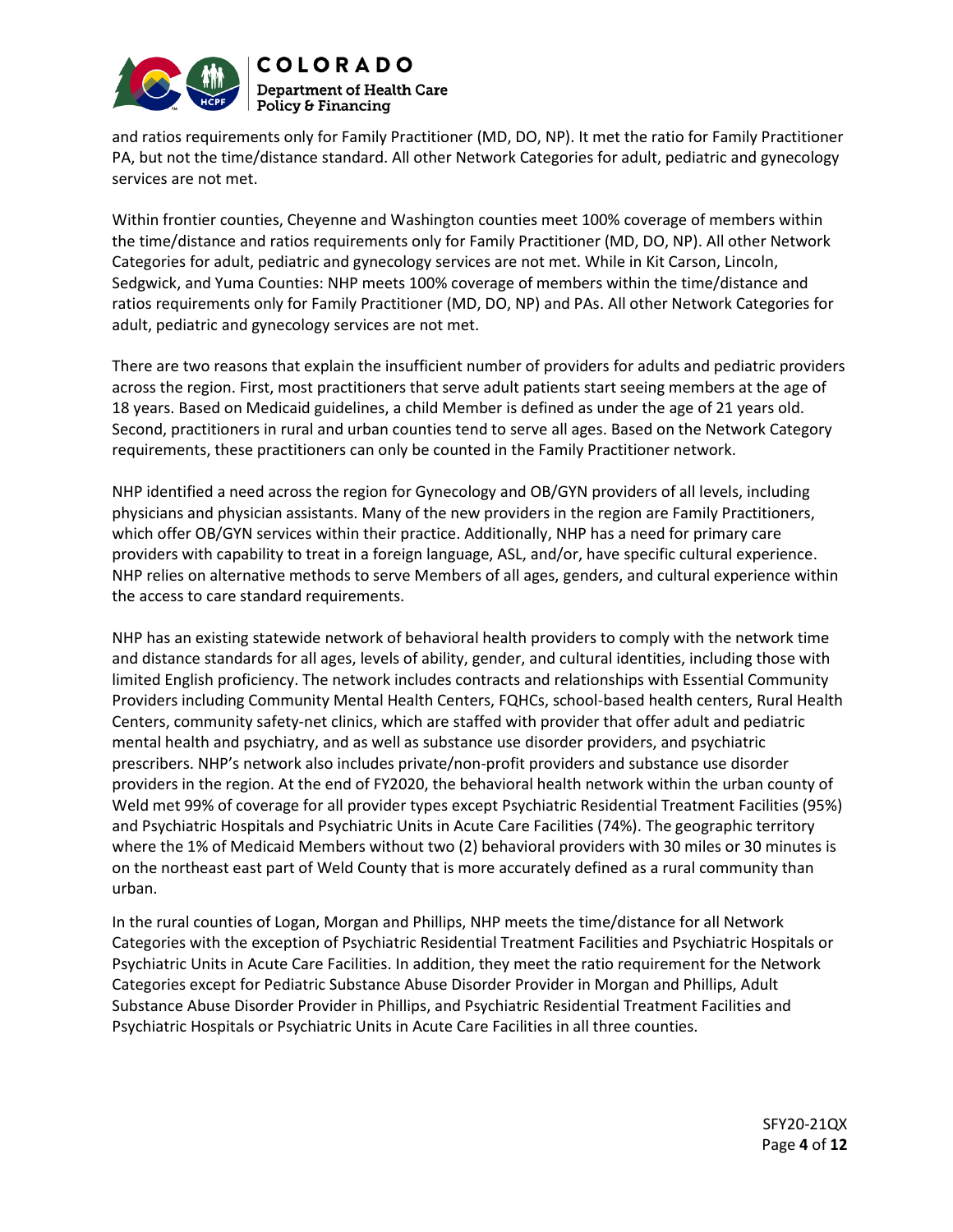and ratios requirements only for Family Practitioner (MD, DO, NP). It met the ratio for Family Practitioner PA, but not the time/distance standard. All other Network Categories for adult, pediatric and gynecology services are not met.

Within frontier counties, Cheyenne and Washington counties meet 100% coverage of members within the time/distance and ratios requirements only for Family Practitioner (MD, DO, NP). All other Network Categories for adult, pediatric and gynecology services are not met. While in Kit Carson, Lincoln, Sedgwick, and Yuma Counties: NHP meets 100% coverage of members within the time/distance and ratios requirements only for Family Practitioner (MD, DO, NP) and PAs. All other Network Categories for adult, pediatric and gynecology services are not met.

There are two reasons that explain the insufficient number of providers for adults and pediatric providers across the region. First, most practitioners that serve adult patients start seeing members at the age of 18 years. Based on Medicaid guidelines, a child Member is defined as under the age of 21 years old. Second, practitioners in rural and urban counties tend to serve all ages. Based on the Network Category requirements, these practitioners can only be counted in the Family Practitioner network.

NHP identified a need across the region for Gynecology and OB/GYN providers of all levels, including physicians and physician assistants. Many of the new providers in the region are Family Practitioners, which offer OB/GYN services within their practice. Additionally, NHP has a need for primary care providers with capability to treat in a foreign language, ASL, and/or, have specific cultural experience. NHP relies on alternative methods to serve Members of all ages, genders, and cultural experience within the access to care standard requirements.

NHP has an existing statewide network of behavioral health providers to comply with the network time and distance standards for all ages, levels of ability, gender, and cultural identities, including those with limited English proficiency. The network includes contracts and relationships with Essential Community Providers including Community Mental Health Centers, FQHCs, school-based health centers, Rural Health Centers, community safety-net clinics, which are staffed with provider that offer adult and pediatric mental health and psychiatry, and as well as substance use disorder providers, and psychiatric prescribers. NHP's network also includes private/non-profit providers and substance use disorder providers in the region. At the end of FY2020, the behavioral health network within the urban county of Weld met 99% of coverage for all provider types except Psychiatric Residential Treatment Facilities (95%) and Psychiatric Hospitals and Psychiatric Units in Acute Care Facilities (74%). The geographic territory where the 1% of Medicaid Members without two (2) behavioral providers with 30 miles or 30 minutes is on the northeast east part of Weld County that is more accurately defined as a rural community than urban.

In the rural counties of Logan, Morgan and Phillips, NHP meets the time/distance for all Network Categories with the exception of Psychiatric Residential Treatment Facilities and Psychiatric Hospitals or Psychiatric Units in Acute Care Facilities. In addition, they meet the ratio requirement for the Network Categories except for Pediatric Substance Abuse Disorder Provider in Morgan and Phillips, Adult Substance Abuse Disorder Provider in Phillips, and Psychiatric Residential Treatment Facilities and Psychiatric Hospitals or Psychiatric Units in Acute Care Facilities in all three counties.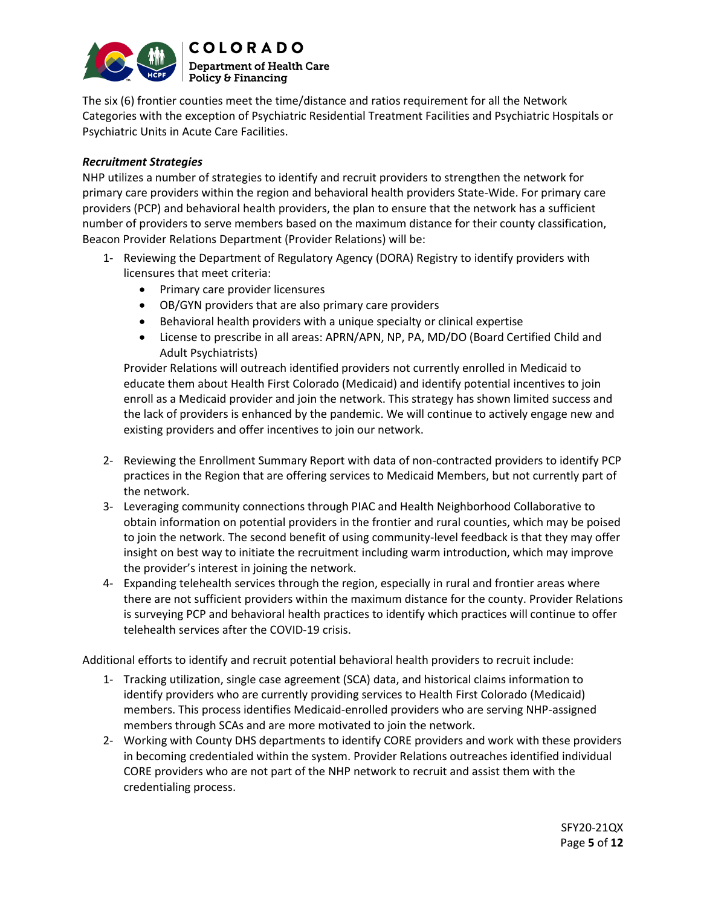The six (6) frontier counties meet the time/distance and ratios requirement for all the Network Categories with the exception of Psychiatric Residential Treatment Facilities and Psychiatric Hospitals or Psychiatric Units in Acute Care Facilities.

***Recruitment Strategies***

NHP utilizes a number of strategies to identify and recruit providers to strengthen the network for primary care providers within the region and behavioral health providers State-Wide. For primary care providers (PCP) and behavioral health providers, the plan to ensure that the network has a sufficient number of providers to serve members based on the maximum distance for their county classification, Beacon Provider Relations Department (Provider Relations) will be:

1- Reviewing the Department of Regulatory Agency (DORA) Registry to identify providers with licensures that meet criteria:
   - Primary care provider licensures
   - OB/GYN providers that are also primary care providers
   - Behavioral health providers with a unique specialty or clinical expertise
   - License to prescribe in all areas: APRN/APN, NP, PA, MD/DO (Board Certified Child and Adult Psychiatrists)

   Provider Relations will outreach identified providers not currently enrolled in Medicaid to educate them about Health First Colorado (Medicaid) and identify potential incentives to join enroll as a Medicaid provider and join the network. This strategy has shown limited success and the lack of providers is enhanced by the pandemic. We will continue to actively engage new and existing providers and offer incentives to join our network.

2- Reviewing the Enrollment Summary Report with data of non-contracted providers to identify PCP practices in the Region that are offering services to Medicaid Members, but not currently part of the network.

3- Leveraging community connections through PIAC and Health Neighborhood Collaborative to obtain information on potential providers in the frontier and rural counties, which may be poised to join the network. The second benefit of using community-level feedback is that they may offer insight on best way to initiate the recruitment including warm introduction, which may improve the provider's interest in joining the network.

4- Expanding telehealth services through the region, especially in rural and frontier areas where there are not sufficient providers within the maximum distance for the county. Provider Relations is surveying PCP and behavioral health practices to identify which practices will continue to offer telehealth services after the COVID-19 crisis.

Additional efforts to identify and recruit potential behavioral health providers to recruit include:

1- Tracking utilization, single case agreement (SCA) data, and historical claims information to identify providers who are currently providing services to Health First Colorado (Medicaid) members. This process identifies Medicaid-enrolled providers who are serving NHP-assigned members through SCAs and are more motivated to join the network.

2- Working with County DHS departments to identify CORE providers and work with these providers in becoming credentialed within the system. Provider Relations outreaches identified individual CORE providers who are not part of the NHP network to recruit and assist them with the credentialing process.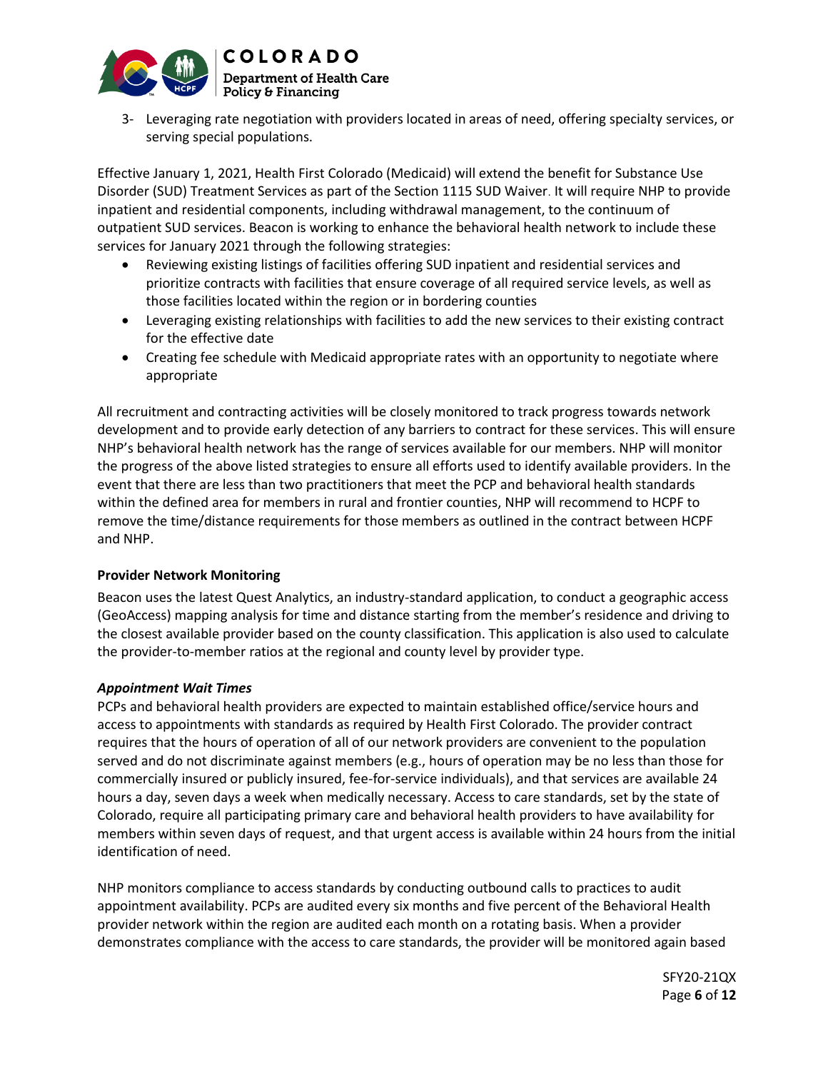3- Leveraging rate negotiation with providers located in areas of need, offering specialty services, or serving special populations.

Effective January 1, 2021, Health First Colorado (Medicaid) will extend the benefit for Substance Use Disorder (SUD) Treatment Services as part of the Section 1115 SUD Waiver. It will require NHP to provide inpatient and residential components, including withdrawal management, to the continuum of outpatient SUD services. Beacon is working to enhance the behavioral health network to include these services for January 2021 through the following strategies:

- Reviewing existing listings of facilities offering SUD inpatient and residential services and prioritize contracts with facilities that ensure coverage of all required service levels, as well as those facilities located within the region or in bordering counties
- Leveraging existing relationships with facilities to add the new services to their existing contract for the effective date
- Creating fee schedule with Medicaid appropriate rates with an opportunity to negotiate where appropriate

All recruitment and contracting activities will be closely monitored to track progress towards network development and to provide early detection of any barriers to contract for these services. This will ensure NHP's behavioral health network has the range of services available for our members. NHP will monitor the progress of the above listed strategies to ensure all efforts used to identify available providers. In the event that there are less than two practitioners that meet the PCP and behavioral health standards within the defined area for members in rural and frontier counties, NHP will recommend to HCPF to remove the time/distance requirements for those members as outlined in the contract between HCPF and NHP.

**Provider Network Monitoring**

Beacon uses the latest Quest Analytics, an industry-standard application, to conduct a geographic access (GeoAccess) mapping analysis for time and distance starting from the member's residence and driving to the closest available provider based on the county classification. This application is also used to calculate the provider-to-member ratios at the regional and county level by provider type.

***Appointment Wait Times***

PCPs and behavioral health providers are expected to maintain established office/service hours and access to appointments with standards as required by Health First Colorado. The provider contract requires that the hours of operation of all of our network providers are convenient to the population served and do not discriminate against members (e.g., hours of operation may be no less than those for commercially insured or publicly insured, fee-for-service individuals), and that services are available 24 hours a day, seven days a week when medically necessary. Access to care standards, set by the state of Colorado, require all participating primary care and behavioral health providers to have availability for members within seven days of request, and that urgent access is available within 24 hours from the initial identification of need.

NHP monitors compliance to access standards by conducting outbound calls to practices to audit appointment availability. PCPs are audited every six months and five percent of the Behavioral Health provider network within the region are audited each month on a rotating basis. When a provider demonstrates compliance with the access to care standards, the provider will be monitored again based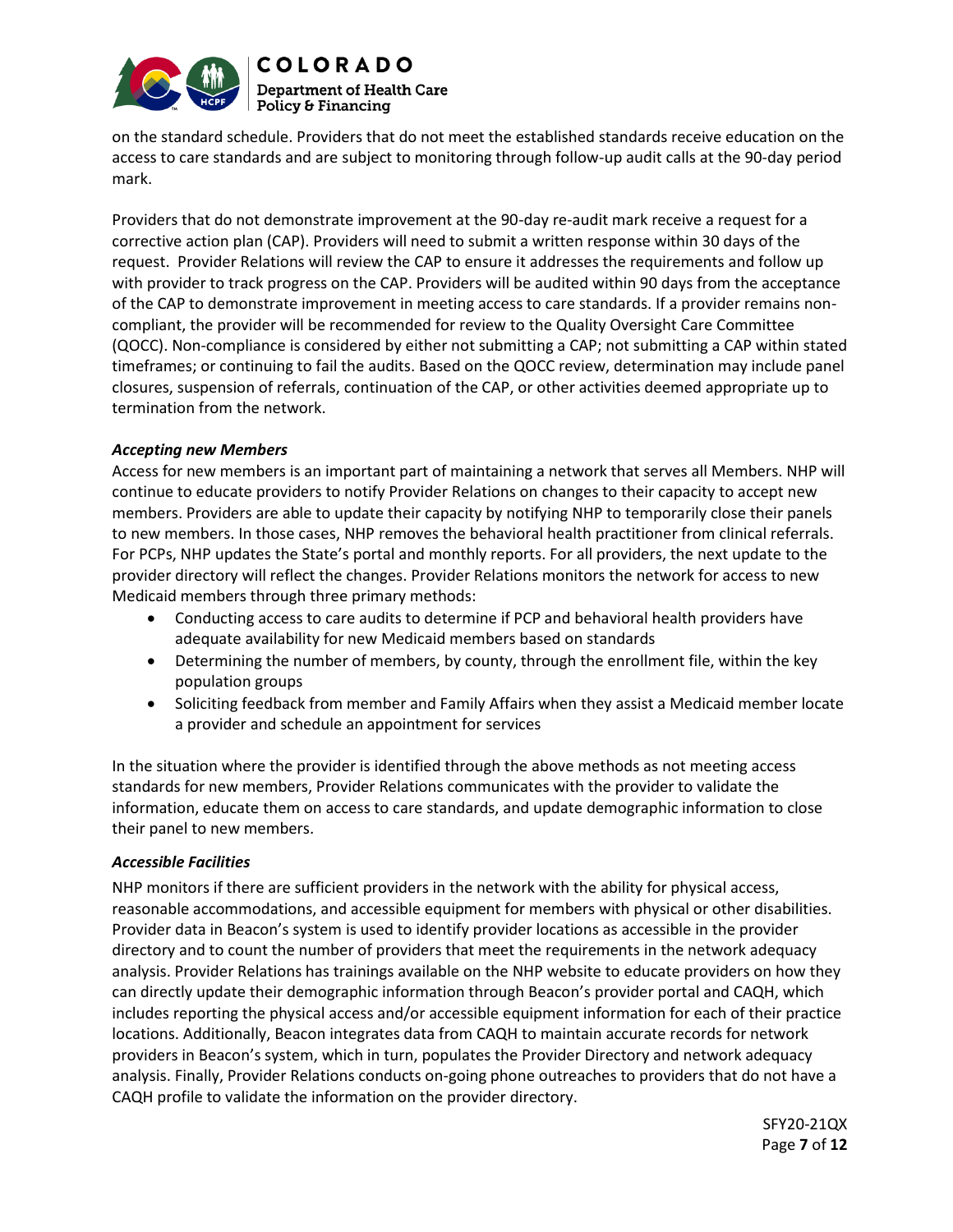on the standard schedule. Providers that do not meet the established standards receive education on the access to care standards and are subject to monitoring through follow-up audit calls at the 90-day period mark.

Providers that do not demonstrate improvement at the 90-day re-audit mark receive a request for a corrective action plan (CAP). Providers will need to submit a written response within 30 days of the request. Provider Relations will review the CAP to ensure it addresses the requirements and follow up with provider to track progress on the CAP. Providers will be audited within 90 days from the acceptance of the CAP to demonstrate improvement in meeting access to care standards. If a provider remains non-compliant, the provider will be recommended for review to the Quality Oversight Care Committee (QOCC). Non-compliance is considered by either not submitting a CAP; not submitting a CAP within stated timeframes; or continuing to fail the audits. Based on the QOCC review, determination may include panel closures, suspension of referrals, continuation of the CAP, or other activities deemed appropriate up to termination from the network.

***Accepting new Members***

Access for new members is an important part of maintaining a network that serves all Members. NHP will continue to educate providers to notify Provider Relations on changes to their capacity to accept new members. Providers are able to update their capacity by notifying NHP to temporarily close their panels to new members. In those cases, NHP removes the behavioral health practitioner from clinical referrals. For PCPs, NHP updates the State's portal and monthly reports. For all providers, the next update to the provider directory will reflect the changes. Provider Relations monitors the network for access to new Medicaid members through three primary methods:

- Conducting access to care audits to determine if PCP and behavioral health providers have adequate availability for new Medicaid members based on standards
- Determining the number of members, by county, through the enrollment file, within the key population groups
- Soliciting feedback from member and Family Affairs when they assist a Medicaid member locate a provider and schedule an appointment for services

In the situation where the provider is identified through the above methods as not meeting access standards for new members, Provider Relations communicates with the provider to validate the information, educate them on access to care standards, and update demographic information to close their panel to new members.

***Accessible Facilities***

NHP monitors if there are sufficient providers in the network with the ability for physical access, reasonable accommodations, and accessible equipment for members with physical or other disabilities. Provider data in Beacon's system is used to identify provider locations as accessible in the provider directory and to count the number of providers that meet the requirements in the network adequacy analysis. Provider Relations has trainings available on the NHP website to educate providers on how they can directly update their demographic information through Beacon's provider portal and CAQH, which includes reporting the physical access and/or accessible equipment information for each of their practice locations. Additionally, Beacon integrates data from CAQH to maintain accurate records for network providers in Beacon's system, which in turn, populates the Provider Directory and network adequacy analysis. Finally, Provider Relations conducts on-going phone outreaches to providers that do not have a CAQH profile to validate the information on the provider directory.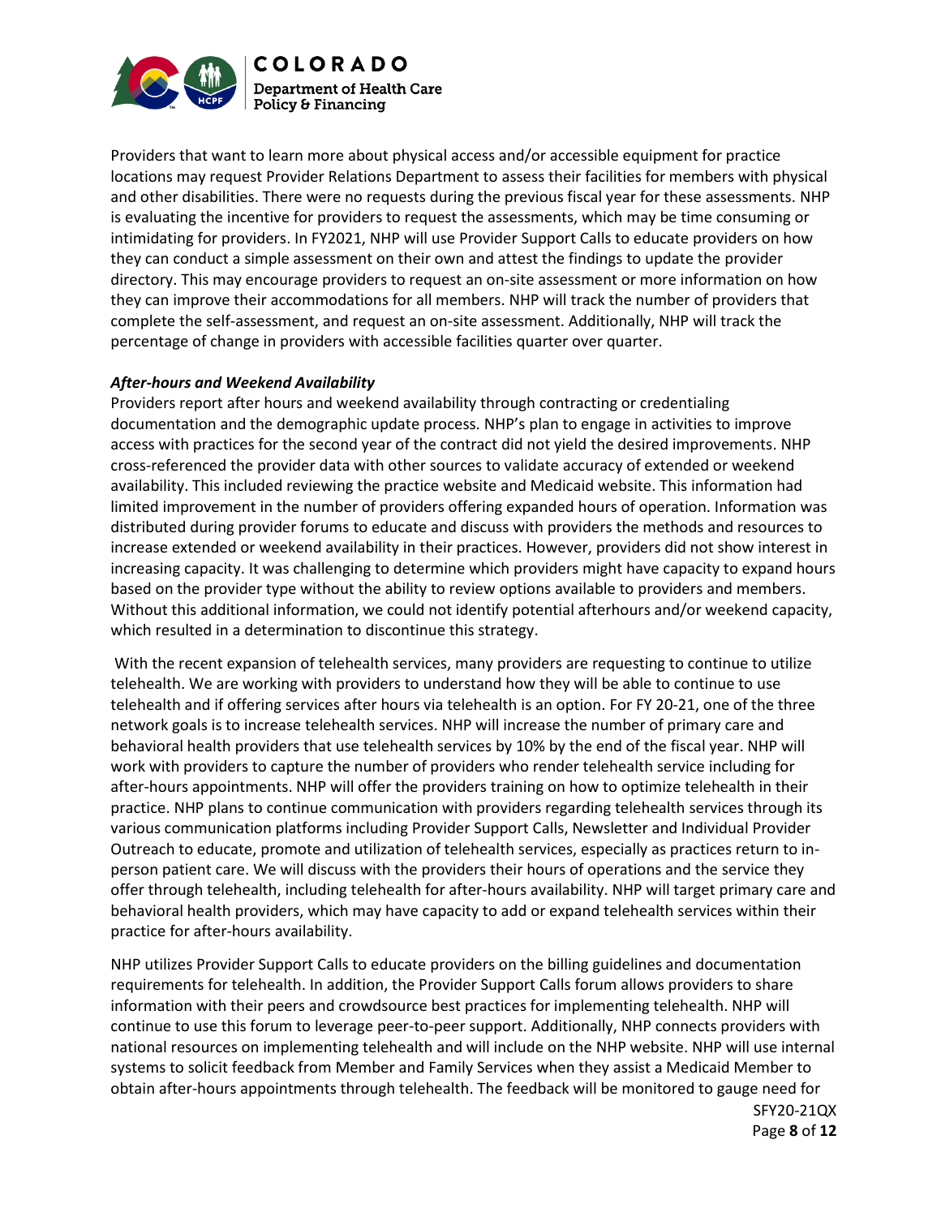Providers that want to learn more about physical access and/or accessible equipment for practice locations may request Provider Relations Department to assess their facilities for members with physical and other disabilities. There were no requests during the previous fiscal year for these assessments. NHP is evaluating the incentive for providers to request the assessments, which may be time consuming or intimidating for providers. In FY2021, NHP will use Provider Support Calls to educate providers on how they can conduct a simple assessment on their own and attest the findings to update the provider directory. This may encourage providers to request an on-site assessment or more information on how they can improve their accommodations for all members. NHP will track the number of providers that complete the self-assessment, and request an on-site assessment. Additionally, NHP will track the percentage of change in providers with accessible facilities quarter over quarter.

***After-hours and Weekend Availability***

Providers report after hours and weekend availability through contracting or credentialing documentation and the demographic update process. NHP's plan to engage in activities to improve access with practices for the second year of the contract did not yield the desired improvements. NHP cross-referenced the provider data with other sources to validate accuracy of extended or weekend availability. This included reviewing the practice website and Medicaid website. This information had limited improvement in the number of providers offering expanded hours of operation. Information was distributed during provider forums to educate and discuss with providers the methods and resources to increase extended or weekend availability in their practices. However, providers did not show interest in increasing capacity. It was challenging to determine which providers might have capacity to expand hours based on the provider type without the ability to review options available to providers and members. Without this additional information, we could not identify potential afterhours and/or weekend capacity, which resulted in a determination to discontinue this strategy.

With the recent expansion of telehealth services, many providers are requesting to continue to utilize telehealth. We are working with providers to understand how they will be able to continue to use telehealth and if offering services after hours via telehealth is an option. For FY 20-21, one of the three network goals is to increase telehealth services. NHP will increase the number of primary care and behavioral health providers that use telehealth services by 10% by the end of the fiscal year. NHP will work with providers to capture the number of providers who render telehealth service including for after-hours appointments. NHP will offer the providers training on how to optimize telehealth in their practice. NHP plans to continue communication with providers regarding telehealth services through its various communication platforms including Provider Support Calls, Newsletter and Individual Provider Outreach to educate, promote and utilization of telehealth services, especially as practices return to in-person patient care. We will discuss with the providers their hours of operations and the service they offer through telehealth, including telehealth for after-hours availability. NHP will target primary care and behavioral health providers, which may have capacity to add or expand telehealth services within their practice for after-hours availability.

NHP utilizes Provider Support Calls to educate providers on the billing guidelines and documentation requirements for telehealth. In addition, the Provider Support Calls forum allows providers to share information with their peers and crowdsource best practices for implementing telehealth. NHP will continue to use this forum to leverage peer-to-peer support. Additionally, NHP connects providers with national resources on implementing telehealth and will include on the NHP website. NHP will use internal systems to solicit feedback from Member and Family Services when they assist a Medicaid Member to obtain after-hours appointments through telehealth. The feedback will be monitored to gauge need for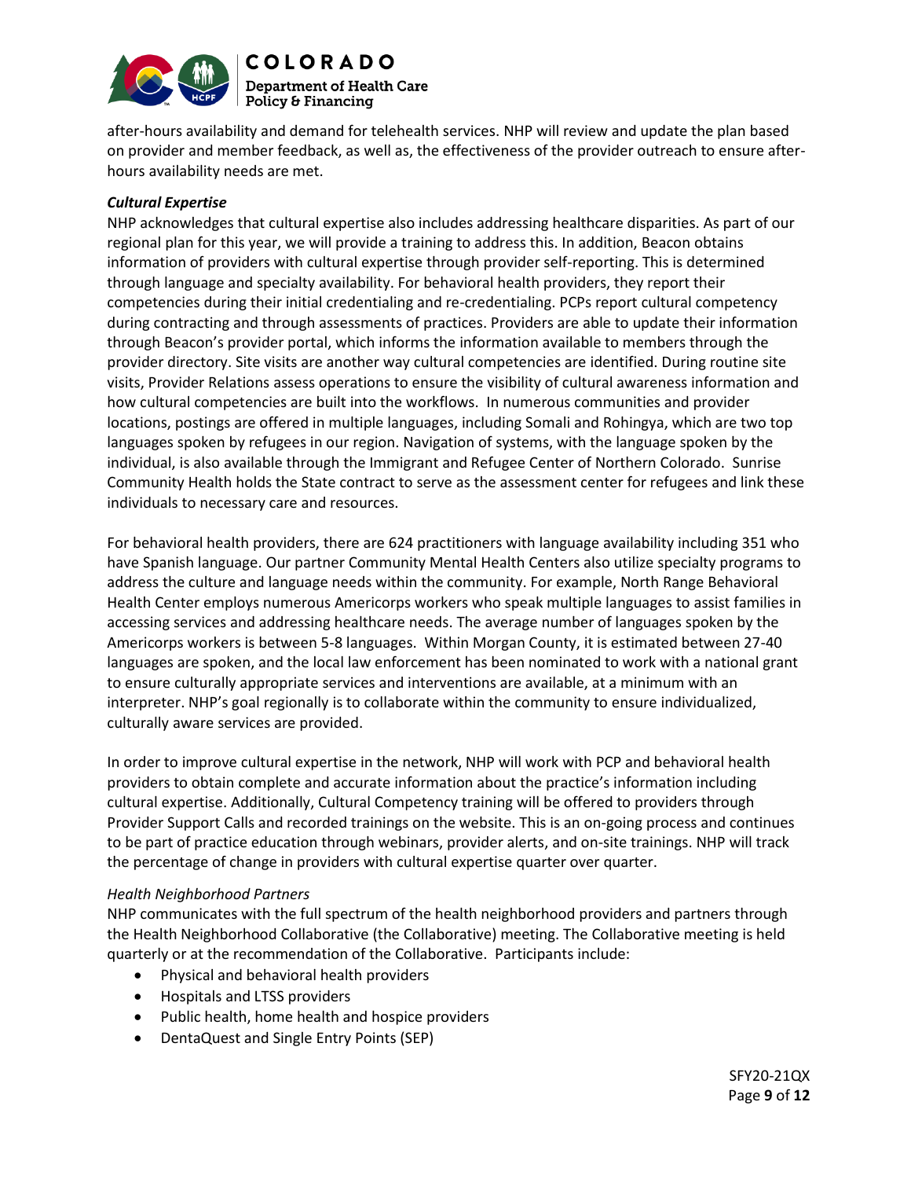after-hours availability and demand for telehealth services. NHP will review and update the plan based on provider and member feedback, as well as, the effectiveness of the provider outreach to ensure after-hours availability needs are met.

***Cultural Expertise***

NHP acknowledges that cultural expertise also includes addressing healthcare disparities. As part of our regional plan for this year, we will provide a training to address this. In addition, Beacon obtains information of providers with cultural expertise through provider self-reporting. This is determined through language and specialty availability. For behavioral health providers, they report their competencies during their initial credentialing and re-credentialing. PCPs report cultural competency during contracting and through assessments of practices. Providers are able to update their information through Beacon's provider portal, which informs the information available to members through the provider directory. Site visits are another way cultural competencies are identified. During routine site visits, Provider Relations assess operations to ensure the visibility of cultural awareness information and how cultural competencies are built into the workflows. In numerous communities and provider locations, postings are offered in multiple languages, including Somali and Rohingya, which are two top languages spoken by refugees in our region. Navigation of systems, with the language spoken by the individual, is also available through the Immigrant and Refugee Center of Northern Colorado. Sunrise Community Health holds the State contract to serve as the assessment center for refugees and link these individuals to necessary care and resources.

For behavioral health providers, there are 624 practitioners with language availability including 351 who have Spanish language. Our partner Community Mental Health Centers also utilize specialty programs to address the culture and language needs within the community. For example, North Range Behavioral Health Center employs numerous Americorps workers who speak multiple languages to assist families in accessing services and addressing healthcare needs. The average number of languages spoken by the Americorps workers is between 5-8 languages. Within Morgan County, it is estimated between 27-40 languages are spoken, and the local law enforcement has been nominated to work with a national grant to ensure culturally appropriate services and interventions are available, at a minimum with an interpreter. NHP's goal regionally is to collaborate within the community to ensure individualized, culturally aware services are provided.

In order to improve cultural expertise in the network, NHP will work with PCP and behavioral health providers to obtain complete and accurate information about the practice's information including cultural expertise. Additionally, Cultural Competency training will be offered to providers through Provider Support Calls and recorded trainings on the website. This is an on-going process and continues to be part of practice education through webinars, provider alerts, and on-site trainings. NHP will track the percentage of change in providers with cultural expertise quarter over quarter.

*Health Neighborhood Partners*

NHP communicates with the full spectrum of the health neighborhood providers and partners through the Health Neighborhood Collaborative (the Collaborative) meeting. The Collaborative meeting is held quarterly or at the recommendation of the Collaborative. Participants include:

- Physical and behavioral health providers
- Hospitals and LTSS providers
- Public health, home health and hospice providers
- DentaQuest and Single Entry Points (SEP)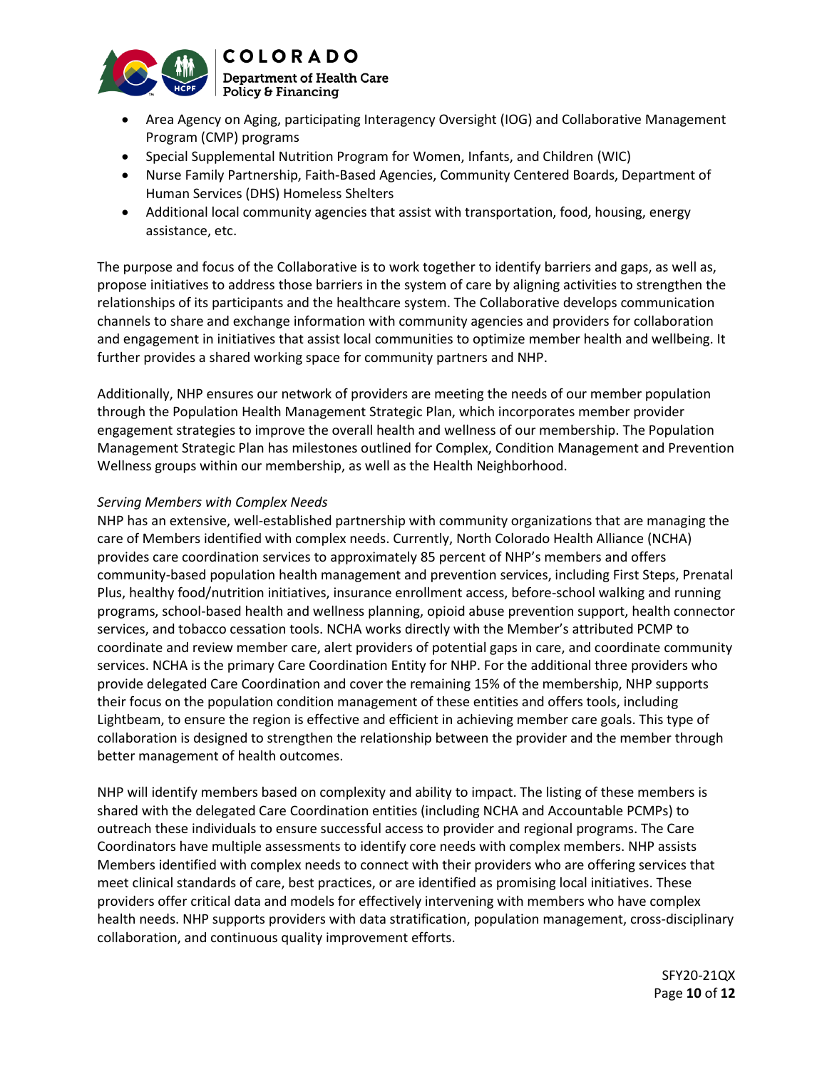- Area Agency on Aging, participating Interagency Oversight (IOG) and Collaborative Management Program (CMP) programs
- Special Supplemental Nutrition Program for Women, Infants, and Children (WIC)
- Nurse Family Partnership, Faith-Based Agencies, Community Centered Boards, Department of Human Services (DHS) Homeless Shelters
- Additional local community agencies that assist with transportation, food, housing, energy assistance, etc.

The purpose and focus of the Collaborative is to work together to identify barriers and gaps, as well as, propose initiatives to address those barriers in the system of care by aligning activities to strengthen the relationships of its participants and the healthcare system. The Collaborative develops communication channels to share and exchange information with community agencies and providers for collaboration and engagement in initiatives that assist local communities to optimize member health and wellbeing. It further provides a shared working space for community partners and NHP.

Additionally, NHP ensures our network of providers are meeting the needs of our member population through the Population Health Management Strategic Plan, which incorporates member provider engagement strategies to improve the overall health and wellness of our membership. The Population Management Strategic Plan has milestones outlined for Complex, Condition Management and Prevention Wellness groups within our membership, as well as the Health Neighborhood.

*Serving Members with Complex Needs*

NHP has an extensive, well-established partnership with community organizations that are managing the care of Members identified with complex needs. Currently, North Colorado Health Alliance (NCHA) provides care coordination services to approximately 85 percent of NHP's members and offers community-based population health management and prevention services, including First Steps, Prenatal Plus, healthy food/nutrition initiatives, insurance enrollment access, before-school walking and running programs, school-based health and wellness planning, opioid abuse prevention support, health connector services, and tobacco cessation tools. NCHA works directly with the Member's attributed PCMP to coordinate and review member care, alert providers of potential gaps in care, and coordinate community services. NCHA is the primary Care Coordination Entity for NHP. For the additional three providers who provide delegated Care Coordination and cover the remaining 15% of the membership, NHP supports their focus on the population condition management of these entities and offers tools, including Lightbeam, to ensure the region is effective and efficient in achieving member care goals. This type of collaboration is designed to strengthen the relationship between the provider and the member through better management of health outcomes.

NHP will identify members based on complexity and ability to impact. The listing of these members is shared with the delegated Care Coordination entities (including NCHA and Accountable PCMPs) to outreach these individuals to ensure successful access to provider and regional programs. The Care Coordinators have multiple assessments to identify core needs with complex members. NHP assists Members identified with complex needs to connect with their providers who are offering services that meet clinical standards of care, best practices, or are identified as promising local initiatives. These providers offer critical data and models for effectively intervening with members who have complex health needs. NHP supports providers with data stratification, population management, cross-disciplinary collaboration, and continuous quality improvement efforts.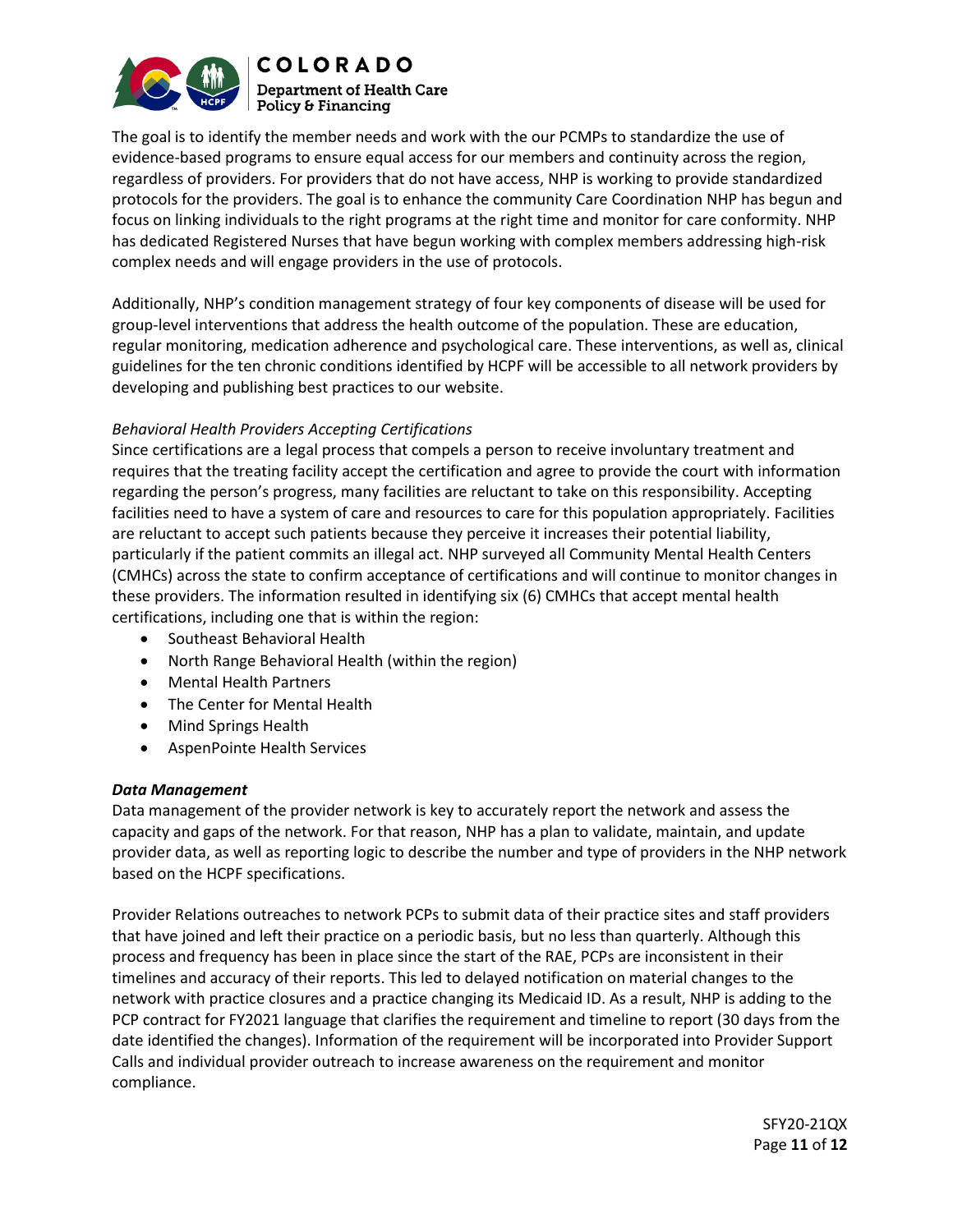The goal is to identify the member needs and work with the our PCMPs to standardize the use of evidence-based programs to ensure equal access for our members and continuity across the region, regardless of providers. For providers that do not have access, NHP is working to provide standardized protocols for the providers. The goal is to enhance the community Care Coordination NHP has begun and focus on linking individuals to the right programs at the right time and monitor for care conformity. NHP has dedicated Registered Nurses that have begun working with complex members addressing high-risk complex needs and will engage providers in the use of protocols.

Additionally, NHP's condition management strategy of four key components of disease will be used for group-level interventions that address the health outcome of the population. These are education, regular monitoring, medication adherence and psychological care. These interventions, as well as, clinical guidelines for the ten chronic conditions identified by HCPF will be accessible to all network providers by developing and publishing best practices to our website.

*Behavioral Health Providers Accepting Certifications*

Since certifications are a legal process that compels a person to receive involuntary treatment and requires that the treating facility accept the certification and agree to provide the court with information regarding the person's progress, many facilities are reluctant to take on this responsibility. Accepting facilities need to have a system of care and resources to care for this population appropriately. Facilities are reluctant to accept such patients because they perceive it increases their potential liability, particularly if the patient commits an illegal act. NHP surveyed all Community Mental Health Centers (CMHCs) across the state to confirm acceptance of certifications and will continue to monitor changes in these providers. The information resulted in identifying six (6) CMHCs that accept mental health certifications, including one that is within the region:

- Southeast Behavioral Health
- North Range Behavioral Health (within the region)
- Mental Health Partners
- The Center for Mental Health
- Mind Springs Health
- AspenPointe Health Services

***Data Management***

Data management of the provider network is key to accurately report the network and assess the capacity and gaps of the network. For that reason, NHP has a plan to validate, maintain, and update provider data, as well as reporting logic to describe the number and type of providers in the NHP network based on the HCPF specifications.

Provider Relations outreaches to network PCPs to submit data of their practice sites and staff providers that have joined and left their practice on a periodic basis, but no less than quarterly. Although this process and frequency has been in place since the start of the RAE, PCPs are inconsistent in their timelines and accuracy of their reports. This led to delayed notification on material changes to the network with practice closures and a practice changing its Medicaid ID. As a result, NHP is adding to the PCP contract for FY2021 language that clarifies the requirement and timeline to report (30 days from the date identified the changes). Information of the requirement will be incorporated into Provider Support Calls and individual provider outreach to increase awareness on the requirement and monitor compliance.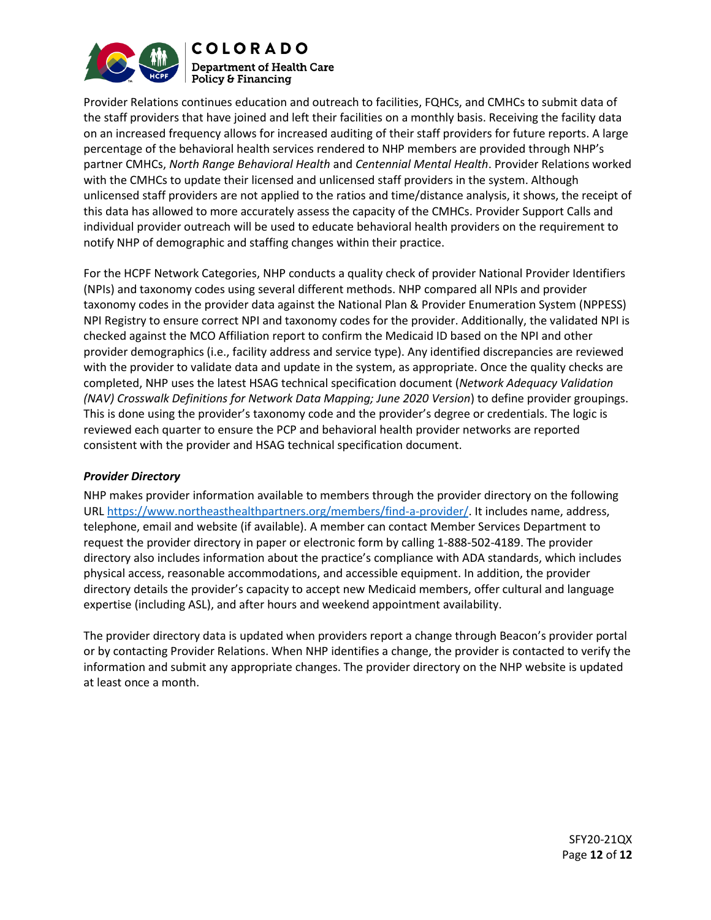Provider Relations continues education and outreach to facilities, FQHCs, and CMHCs to submit data of the staff providers that have joined and left their facilities on a monthly basis. Receiving the facility data on an increased frequency allows for increased auditing of their staff providers for future reports. A large percentage of the behavioral health services rendered to NHP members are provided through NHP's partner CMHCs, *North Range Behavioral Health* and *Centennial Mental Health*. Provider Relations worked with the CMHCs to update their licensed and unlicensed staff providers in the system. Although unlicensed staff providers are not applied to the ratios and time/distance analysis, it shows, the receipt of this data has allowed to more accurately assess the capacity of the CMHCs. Provider Support Calls and individual provider outreach will be used to educate behavioral health providers on the requirement to notify NHP of demographic and staffing changes within their practice.

For the HCPF Network Categories, NHP conducts a quality check of provider National Provider Identifiers (NPIs) and taxonomy codes using several different methods. NHP compared all NPIs and provider taxonomy codes in the provider data against the National Plan & Provider Enumeration System (NPPESS) NPI Registry to ensure correct NPI and taxonomy codes for the provider. Additionally, the validated NPI is checked against the MCO Affiliation report to confirm the Medicaid ID based on the NPI and other provider demographics (i.e., facility address and service type). Any identified discrepancies are reviewed with the provider to validate data and update in the system, as appropriate. Once the quality checks are completed, NHP uses the latest HSAG technical specification document (*Network Adequacy Validation (NAV) Crosswalk Definitions for Network Data Mapping; June 2020 Version*) to define provider groupings. This is done using the provider's taxonomy code and the provider's degree or credentials. The logic is reviewed each quarter to ensure the PCP and behavioral health provider networks are reported consistent with the provider and HSAG technical specification document.

### *Provider Directory*

NHP makes provider information available to members through the provider directory on the following URL [https://www.northeasthealthpartners.org/members/find-a-provider/](https://www.northeasthealthpartners.org/members/find-a-provider/). It includes name, address, telephone, email and website (if available). A member can contact Member Services Department to request the provider directory in paper or electronic form by calling 1-888-502-4189. The provider directory also includes information about the practice's compliance with ADA standards, which includes physical access, reasonable accommodations, and accessible equipment. In addition, the provider directory details the provider's capacity to accept new Medicaid members, offer cultural and language expertise (including ASL), and after hours and weekend appointment availability.

The provider directory data is updated when providers report a change through Beacon's provider portal or by contacting Provider Relations. When NHP identifies a change, the provider is contacted to verify the information and submit any appropriate changes. The provider directory on the NHP website is updated at least once a month.